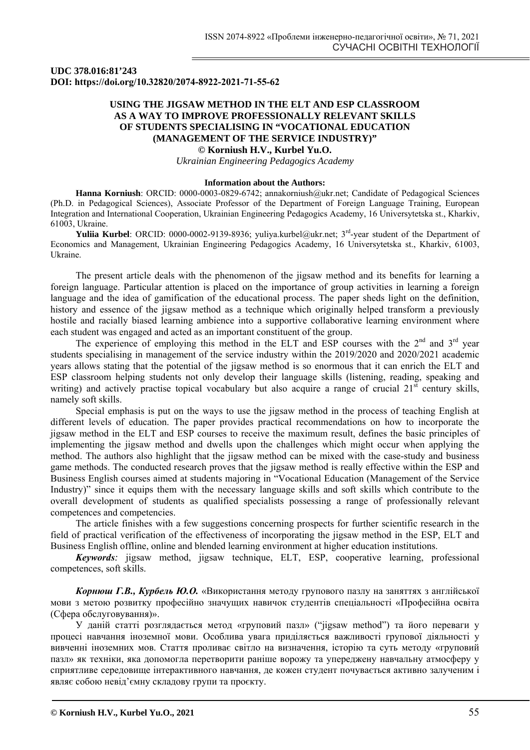UDC 378.016:81'243
**DOI: https://doi.org/10.32820/2074-8922-2021-71-55-62**

# USING THE JIGSAW METHOD IN THE ELT AND ESP CLASSROOM AS A WAY TO IMPROVE PROFESSIONALLY RELEVANT SKILLS OF STUDENTS SPECIALISING IN "VOCATIONAL EDUCATION (MANAGEMENT OF THE SERVICE INDUSTRY)"

**© Korniush H.V., Kurbel Yu.O.**

*Ukrainian Engineering Pedagogics Academy*

**Information about the Authors:**

**Hanna Korniush**: ORCID: 0000-0003-0829-6742; annakorniush@ukr.net; Candidate of Pedagogical Sciences (Ph.D. in Pedagogical Sciences), Associate Professor of the Department of Foreign Language Training, European Integration and International Cooperation, Ukrainian Engineering Pedagogics Academy, 16 Universytetska st., Kharkiv, 61003, Ukraine.

**Yuliia Kurbel**: ORCID: 0000-0002-9139-8936; yuliya.kurbel@ukr.net; 3rd-year student of the Department of Economics and Management, Ukrainian Engineering Pedagogics Academy, 16 Universytetska st., Kharkiv, 61003, Ukraine.

The present article deals with the phenomenon of the jigsaw method and its benefits for learning a foreign language. Particular attention is placed on the importance of group activities in learning a foreign language and the idea of gamification of the educational process. The paper sheds light on the definition, history and essence of the jigsaw method as a technique which originally helped transform a previously hostile and racially biased learning ambience into a supportive collaborative learning environment where each student was engaged and acted as an important constituent of the group.

The experience of employing this method in the ELT and ESP courses with the 2nd and 3rd year students specialising in management of the service industry within the 2019/2020 and 2020/2021 academic years allows stating that the potential of the jigsaw method is so enormous that it can enrich the ELT and ESP classroom helping students not only develop their language skills (listening, reading, speaking and writing) and actively practise topical vocabulary but also acquire a range of crucial 21st century skills, namely soft skills.

Special emphasis is put on the ways to use the jigsaw method in the process of teaching English at different levels of education. The paper provides practical recommendations on how to incorporate the jigsaw method in the ELT and ESP courses to receive the maximum result, defines the basic principles of implementing the jigsaw method and dwells upon the challenges which might occur when applying the method. The authors also highlight that the jigsaw method can be mixed with the case-study and business game methods. The conducted research proves that the jigsaw method is really effective within the ESP and Business English courses aimed at students majoring in "Vocational Education (Management of the Service Industry)" since it equips them with the necessary language skills and soft skills which contribute to the overall development of students as qualified specialists possessing a range of professionally relevant competences and competencies.

The article finishes with a few suggestions concerning prospects for further scientific research in the field of practical verification of the effectiveness of incorporating the jigsaw method in the ESP, ELT and Business English offline, online and blended learning environment at higher education institutions.

***Keywords**:* jigsaw method, jigsaw technique, ELT, ESP, cooperative learning, professional competences, soft skills.

***Корнюш Г.В., Курбель Ю.О.*** «Використання методу групового пазлу на заняттях з англійської мови з метою розвитку професійно значущих навичок студентів спеціальності «Професійна освіта (Сфера обслуговування)».

У даній статті розглядається метод «груповий пазл» ("jigsaw method") та його переваги у процесі навчання іноземної мови. Особлива увага приділяється важливості групової діяльності у вивченні іноземних мов. Стаття проливає світло на визначення, історію та суть методу «груповий пазл» як техніки, яка допомогла перетворити раніше ворожу та упереджену навчальну атмосферу у сприятливе середовище інтерактивного навчання, де кожен студент почувається активно залученим і являє собою невід'ємну складову групи та проєкту.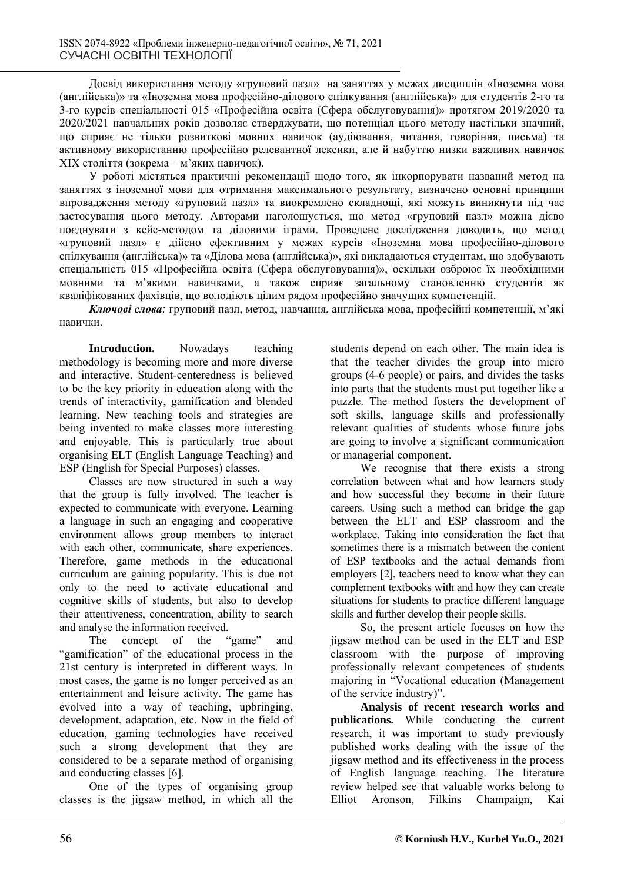Досвід використання методу «груповий пазл» на заняттях у межах дисциплін «Іноземна мова (англійська)» та «Іноземна мова професійно-ділового спілкування (англійська)» для студентів 2-го та 3-го курсів спеціальності 015 «Професійна освіта (Сфера обслуговування)» протягом 2019/2020 та 2020/2021 навчальних років дозволяє стверджувати, що потенціал цього методу настільки значний, що сприяє не тільки розвиткові мовних навичок (аудіювання, читання, говоріння, письма) та активному використанню професійно релевантної лексики, але й набуттю низки важливих навичок XIX століття (зокрема – м'яких навичок).

У роботі містяться практичні рекомендації щодо того, як інкорпорувати названий метод на заняттях з іноземної мови для отримання максимального результату, визначено основні принципи впровадження методу «груповий пазл» та виокремлено складнощі, які можуть виникнути під час застосування цього методу. Авторами наголошується, що метод «груповий пазл» можна дієво поєднувати з кейс-методом та діловими іграми. Проведене дослідження доводить, що метод «груповий пазл» є дійсно ефективним у межах курсів «Іноземна мова професійно-ділового спілкування (англійська)» та «Ділова мова (англійська)», які викладаються студентам, що здобувають спеціальність 015 «Професійна освіта (Сфера обслуговування)», оскільки озброює їх необхідними мовними та м'якими навичками, а також сприяє загальному становленню студентів як кваліфікованих фахівців, що володіють цілим рядом професійно значущих компетенцій.

***Ключові слова:*** груповий пазл, метод, навчання, англійська мова, професійні компетенції, м'які навички.

**Introduction.** Nowadays teaching methodology is becoming more and more diverse and interactive. Student-centeredness is believed to be the key priority in education along with the trends of interactivity, gamification and blended learning. New teaching tools and strategies are being invented to make classes more interesting and enjoyable. This is particularly true about organising ELT (English Language Teaching) and ESP (English for Special Purposes) classes.

Classes are now structured in such a way that the group is fully involved. The teacher is expected to communicate with everyone. Learning a language in such an engaging and cooperative environment allows group members to interact with each other, communicate, share experiences. Therefore, game methods in the educational curriculum are gaining popularity. This is due not only to the need to activate educational and cognitive skills of students, but also to develop their attentiveness, concentration, ability to search and analyse the information received.

The concept of the "game" and "gamification" of the educational process in the 21st century is interpreted in different ways. In most cases, the game is no longer perceived as an entertainment and leisure activity. The game has evolved into a way of teaching, upbringing, development, adaptation, etc. Now in the field of education, gaming technologies have received such a strong development that they are considered to be a separate method of organising and conducting classes [6].

One of the types of organising group classes is the jigsaw method, in which all the students depend on each other. The main idea is that the teacher divides the group into micro groups (4-6 people) or pairs, and divides the tasks into parts that the students must put together like a puzzle. The method fosters the development of soft skills, language skills and professionally relevant qualities of students whose future jobs are going to involve a significant communication or managerial component.

We recognise that there exists a strong correlation between what and how learners study and how successful they become in their future careers. Using such a method can bridge the gap between the ELT and ESP classroom and the workplace. Taking into consideration the fact that sometimes there is a mismatch between the content of ESP textbooks and the actual demands from employers [2], teachers need to know what they can complement textbooks with and how they can create situations for students to practice different language skills and further develop their people skills.

So, the present article focuses on how the jigsaw method can be used in the ELT and ESP classroom with the purpose of improving professionally relevant competences of students majoring in "Vocational education (Management of the service industry)".

**Analysis of recent research works and publications.** While conducting the current research, it was important to study previously published works dealing with the issue of the jigsaw method and its effectiveness in the process of English language teaching. The literature review helped see that valuable works belong to Elliot Aronson, Filkins Champaign, Kai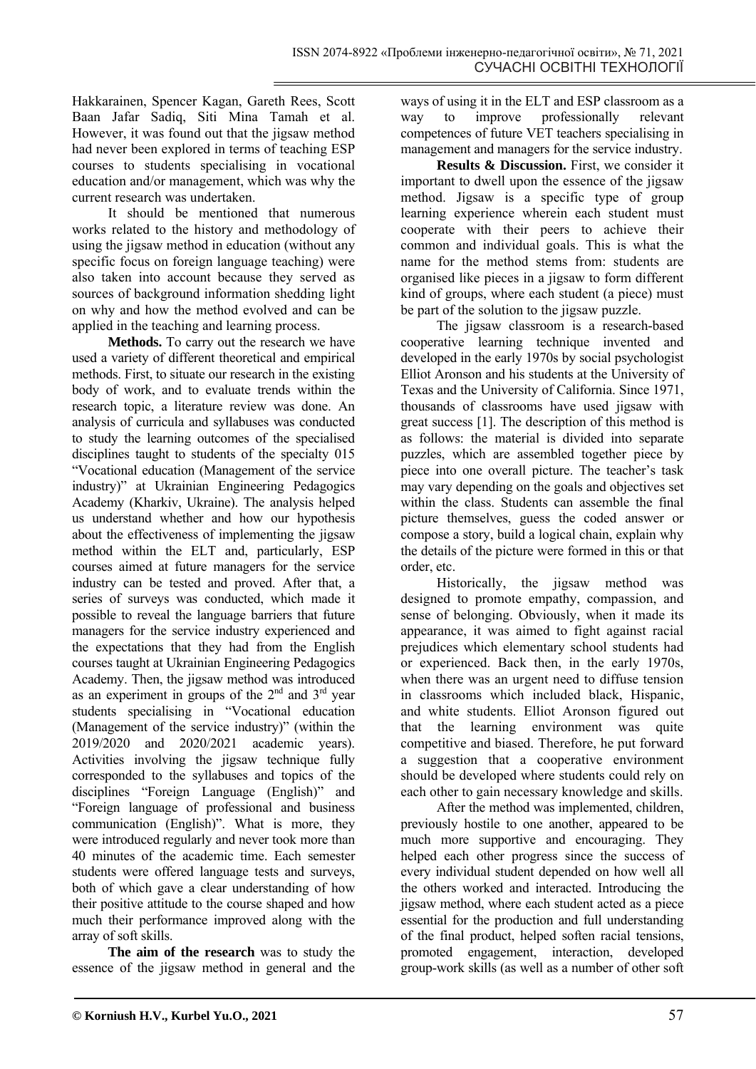Hakkarainen, Spencer Kagan, Gareth Rees, Scott Baan Jafar Sadiq, Siti Mina Tamah et al. However, it was found out that the jigsaw method had never been explored in terms of teaching ESP courses to students specialising in vocational education and/or management, which was why the current research was undertaken.

It should be mentioned that numerous works related to the history and methodology of using the jigsaw method in education (without any specific focus on foreign language teaching) were also taken into account because they served as sources of background information shedding light on why and how the method evolved and can be applied in the teaching and learning process.

**Methods.** To carry out the research we have used a variety of different theoretical and empirical methods. First, to situate our research in the existing body of work, and to evaluate trends within the research topic, a literature review was done. An analysis of curricula and syllabuses was conducted to study the learning outcomes of the specialised disciplines taught to students of the specialty 015 "Vocational education (Management of the service industry)" at Ukrainian Engineering Pedagogics Academy (Kharkiv, Ukraine). The analysis helped us understand whether and how our hypothesis about the effectiveness of implementing the jigsaw method within the ELT and, particularly, ESP courses aimed at future managers for the service industry can be tested and proved. After that, a series of surveys was conducted, which made it possible to reveal the language barriers that future managers for the service industry experienced and the expectations that they had from the English courses taught at Ukrainian Engineering Pedagogics Academy. Then, the jigsaw method was introduced as an experiment in groups of the 2nd and 3rd year students specialising in "Vocational education (Management of the service industry)" (within the 2019/2020 and 2020/2021 academic years). Activities involving the jigsaw technique fully corresponded to the syllabuses and topics of the disciplines "Foreign Language (English)" and "Foreign language of professional and business communication (English)". What is more, they were introduced regularly and never took more than 40 minutes of the academic time. Each semester students were offered language tests and surveys, both of which gave a clear understanding of how their positive attitude to the course shaped and how much their performance improved along with the array of soft skills.

**The aim of the research** was to study the essence of the jigsaw method in general and the ways of using it in the ELT and ESP classroom as a way to improve professionally relevant competences of future VET teachers specialising in management and managers for the service industry.

**Results & Discussion.** First, we consider it important to dwell upon the essence of the jigsaw method. Jigsaw is a specific type of group learning experience wherein each student must cooperate with their peers to achieve their common and individual goals. This is what the name for the method stems from: students are organised like pieces in a jigsaw to form different kind of groups, where each student (a piece) must be part of the solution to the jigsaw puzzle.

The jigsaw classroom is a research-based cooperative learning technique invented and developed in the early 1970s by social psychologist Elliot Aronson and his students at the University of Texas and the University of California. Since 1971, thousands of classrooms have used jigsaw with great success [1]. The description of this method is as follows: the material is divided into separate puzzles, which are assembled together piece by piece into one overall picture. The teacher's task may vary depending on the goals and objectives set within the class. Students can assemble the final picture themselves, guess the coded answer or compose a story, build a logical chain, explain why the details of the picture were formed in this or that order, etc.

Historically, the jigsaw method was designed to promote empathy, compassion, and sense of belonging. Obviously, when it made its appearance, it was aimed to fight against racial prejudices which elementary school students had or experienced. Back then, in the early 1970s, when there was an urgent need to diffuse tension in classrooms which included black, Hispanic, and white students. Elliot Aronson figured out that the learning environment was quite competitive and biased. Therefore, he put forward a suggestion that a cooperative environment should be developed where students could rely on each other to gain necessary knowledge and skills.

After the method was implemented, children, previously hostile to one another, appeared to be much more supportive and encouraging. They helped each other progress since the success of every individual student depended on how well all the others worked and interacted. Introducing the jigsaw method, where each student acted as a piece essential for the production and full understanding of the final product, helped soften racial tensions, promoted engagement, interaction, developed group-work skills (as well as a number of other soft

**© Korniush H.V., Kurbel Yu.O., 2021**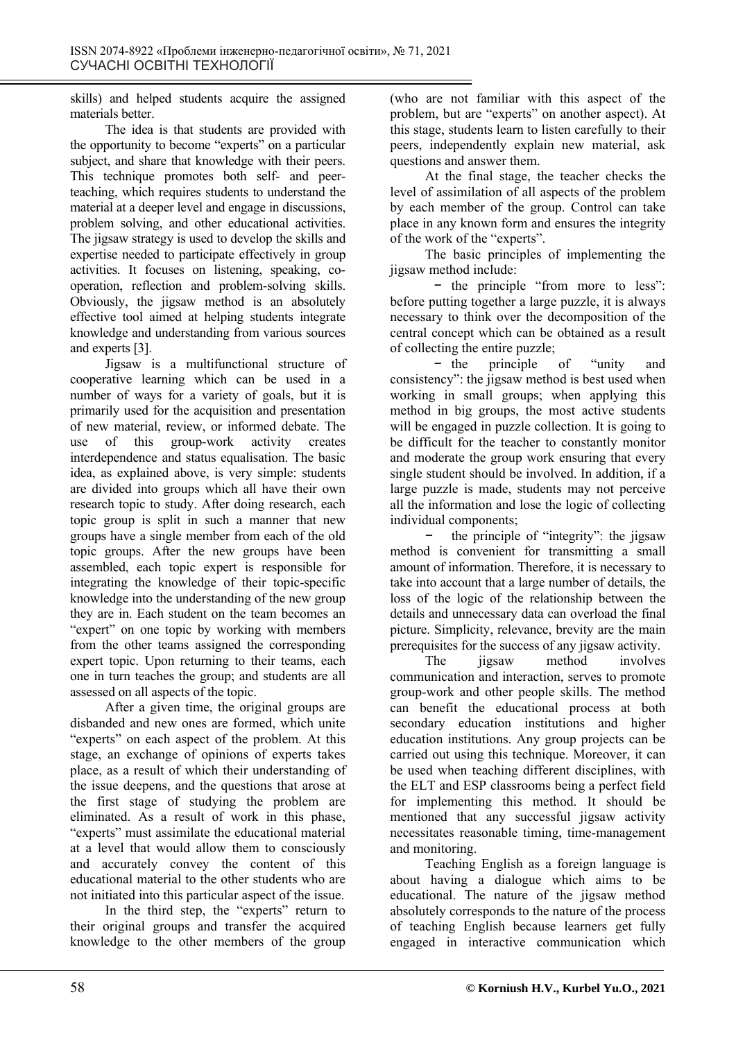skills) and helped students acquire the assigned materials better.

The idea is that students are provided with the opportunity to become "experts" on a particular subject, and share that knowledge with their peers. This technique promotes both self- and peer-teaching, which requires students to understand the material at a deeper level and engage in discussions, problem solving, and other educational activities. The jigsaw strategy is used to develop the skills and expertise needed to participate effectively in group activities. It focuses on listening, speaking, co-operation, reflection and problem-solving skills. Obviously, the jigsaw method is an absolutely effective tool aimed at helping students integrate knowledge and understanding from various sources and experts [3].

Jigsaw is a multifunctional structure of cooperative learning which can be used in a number of ways for a variety of goals, but it is primarily used for the acquisition and presentation of new material, review, or informed debate. The use of this group-work activity creates interdependence and status equalisation. The basic idea, as explained above, is very simple: students are divided into groups which all have their own research topic to study. After doing research, each topic group is split in such a manner that new groups have a single member from each of the old topic groups. After the new groups have been assembled, each topic expert is responsible for integrating the knowledge of their topic-specific knowledge into the understanding of the new group they are in. Each student on the team becomes an "expert" on one topic by working with members from the other teams assigned the corresponding expert topic. Upon returning to their teams, each one in turn teaches the group; and students are all assessed on all aspects of the topic.

After a given time, the original groups are disbanded and new ones are formed, which unite "experts" on each aspect of the problem. At this stage, an exchange of opinions of experts takes place, as a result of which their understanding of the issue deepens, and the questions that arose at the first stage of studying the problem are eliminated. As a result of work in this phase, "experts" must assimilate the educational material at a level that would allow them to consciously and accurately convey the content of this educational material to the other students who are not initiated into this particular aspect of the issue.

In the third step, the "experts" return to their original groups and transfer the acquired knowledge to the other members of the group (who are not familiar with this aspect of the problem, but are "experts" on another aspect). At this stage, students learn to listen carefully to their peers, independently explain new material, ask questions and answer them.

At the final stage, the teacher checks the level of assimilation of all aspects of the problem by each member of the group. Control can take place in any known form and ensures the integrity of the work of the "experts".

The basic principles of implementing the jigsaw method include:

- the principle "from more to less": before putting together a large puzzle, it is always necessary to think over the decomposition of the central concept which can be obtained as a result of collecting the entire puzzle;
- the principle of "unity and consistency": the jigsaw method is best used when working in small groups; when applying this method in big groups, the most active students will be engaged in puzzle collection. It is going to be difficult for the teacher to constantly monitor and moderate the group work ensuring that every single student should be involved. In addition, if a large puzzle is made, students may not perceive all the information and lose the logic of collecting individual components;
- the principle of "integrity": the jigsaw method is convenient for transmitting a small amount of information. Therefore, it is necessary to take into account that a large number of details, the loss of the logic of the relationship between the details and unnecessary data can overload the final picture. Simplicity, relevance, brevity are the main prerequisites for the success of any jigsaw activity.

The jigsaw method involves communication and interaction, serves to promote group-work and other people skills. The method can benefit the educational process at both secondary education institutions and higher education institutions. Any group projects can be carried out using this technique. Moreover, it can be used when teaching different disciplines, with the ELT and ESP classrooms being a perfect field for implementing this method. It should be mentioned that any successful jigsaw activity necessitates reasonable timing, time-management and monitoring.

Teaching English as a foreign language is about having a dialogue which aims to be educational. The nature of the jigsaw method absolutely corresponds to the nature of the process of teaching English because learners get fully engaged in interactive communication which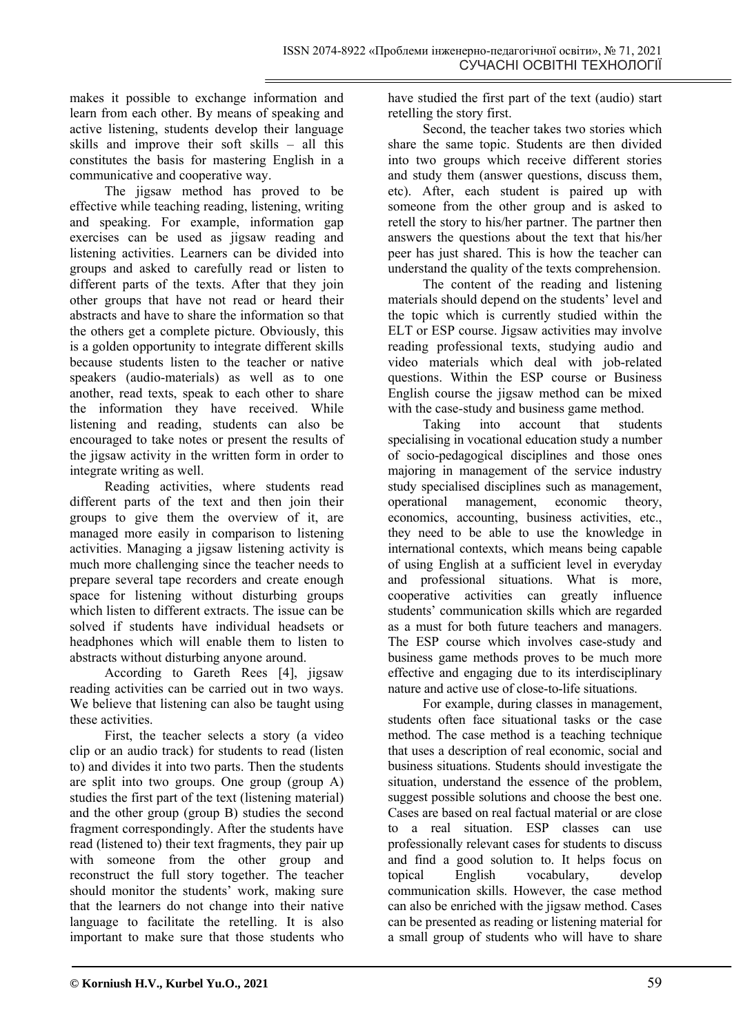makes it possible to exchange information and learn from each other. By means of speaking and active listening, students develop their language skills and improve their soft skills – all this constitutes the basis for mastering English in a communicative and cooperative way.

The jigsaw method has proved to be effective while teaching reading, listening, writing and speaking. For example, information gap exercises can be used as jigsaw reading and listening activities. Learners can be divided into groups and asked to carefully read or listen to different parts of the texts. After that they join other groups that have not read or heard their abstracts and have to share the information so that the others get a complete picture. Obviously, this is a golden opportunity to integrate different skills because students listen to the teacher or native speakers (audio-materials) as well as to one another, read texts, speak to each other to share the information they have received. While listening and reading, students can also be encouraged to take notes or present the results of the jigsaw activity in the written form in order to integrate writing as well.

Reading activities, where students read different parts of the text and then join their groups to give them the overview of it, are managed more easily in comparison to listening activities. Managing a jigsaw listening activity is much more challenging since the teacher needs to prepare several tape recorders and create enough space for listening without disturbing groups which listen to different extracts. The issue can be solved if students have individual headsets or headphones which will enable them to listen to abstracts without disturbing anyone around.

According to Gareth Rees [4], jigsaw reading activities can be carried out in two ways. We believe that listening can also be taught using these activities.

First, the teacher selects a story (a video clip or an audio track) for students to read (listen to) and divides it into two parts. Then the students are split into two groups. One group (group A) studies the first part of the text (listening material) and the other group (group B) studies the second fragment correspondingly. After the students have read (listened to) their text fragments, they pair up with someone from the other group and reconstruct the full story together. The teacher should monitor the students' work, making sure that the learners do not change into their native language to facilitate the retelling. It is also important to make sure that those students who have studied the first part of the text (audio) start retelling the story first.

Second, the teacher takes two stories which share the same topic. Students are then divided into two groups which receive different stories and study them (answer questions, discuss them, etc). After, each student is paired up with someone from the other group and is asked to retell the story to his/her partner. The partner then answers the questions about the text that his/her peer has just shared. This is how the teacher can understand the quality of the texts comprehension.

The content of the reading and listening materials should depend on the students' level and the topic which is currently studied within the ELT or ESP course. Jigsaw activities may involve reading professional texts, studying audio and video materials which deal with job-related questions. Within the ESP course or Business English course the jigsaw method can be mixed with the case-study and business game method.

Taking into account that students specialising in vocational education study a number of socio-pedagogical disciplines and those ones majoring in management of the service industry study specialised disciplines such as management, operational management, economic theory, economics, accounting, business activities, etc., they need to be able to use the knowledge in international contexts, which means being capable of using English at a sufficient level in everyday and professional situations. What is more, cooperative activities can greatly influence students' communication skills which are regarded as a must for both future teachers and managers. The ESP course which involves case-study and business game methods proves to be much more effective and engaging due to its interdisciplinary nature and active use of close-to-life situations.

For example, during classes in management, students often face situational tasks or the case method. The case method is a teaching technique that uses a description of real economic, social and business situations. Students should investigate the situation, understand the essence of the problem, suggest possible solutions and choose the best one. Cases are based on real factual material or are close to a real situation. ESP classes can use professionally relevant cases for students to discuss and find a good solution to. It helps focus on topical English vocabulary, develop communication skills. However, the case method can also be enriched with the jigsaw method. Cases can be presented as reading or listening material for a small group of students who will have to share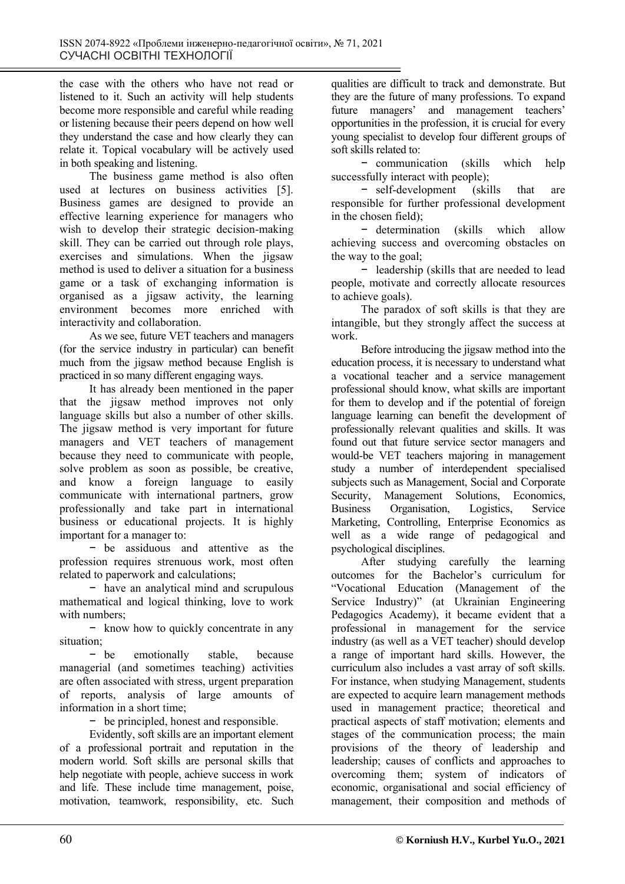the case with the others who have not read or listened to it. Such an activity will help students become more responsible and careful while reading or listening because their peers depend on how well they understand the case and how clearly they can relate it. Topical vocabulary will be actively used in both speaking and listening.

The business game method is also often used at lectures on business activities [5]. Business games are designed to provide an effective learning experience for managers who wish to develop their strategic decision-making skill. They can be carried out through role plays, exercises and simulations. When the jigsaw method is used to deliver a situation for a business game or a task of exchanging information is organised as a jigsaw activity, the learning environment becomes more enriched with interactivity and collaboration.

As we see, future VET teachers and managers (for the service industry in particular) can benefit much from the jigsaw method because English is practiced in so many different engaging ways.

It has already been mentioned in the paper that the jigsaw method improves not only language skills but also a number of other skills. The jigsaw method is very important for future managers and VET teachers of management because they need to communicate with people, solve problem as soon as possible, be creative, and know a foreign language to easily communicate with international partners, grow professionally and take part in international business or educational projects. It is highly important for a manager to:

− be assiduous and attentive as the profession requires strenuous work, most often related to paperwork and calculations;

− have an analytical mind and scrupulous mathematical and logical thinking, love to work with numbers;

− know how to quickly concentrate in any situation;

− be emotionally stable, because managerial (and sometimes teaching) activities are often associated with stress, urgent preparation of reports, analysis of large amounts of information in a short time;

− be principled, honest and responsible.

Evidently, soft skills are an important element of a professional portrait and reputation in the modern world. Soft skills are personal skills that help negotiate with people, achieve success in work and life. These include time management, poise, motivation, teamwork, responsibility, etc. Such qualities are difficult to track and demonstrate. But they are the future of many professions. To expand future managers' and management teachers' opportunities in the profession, it is crucial for every young specialist to develop four different groups of soft skills related to:

− communication (skills which help successfully interact with people);

− self-development (skills that are responsible for further professional development in the chosen field);

− determination (skills which allow achieving success and overcoming obstacles on the way to the goal;

− leadership (skills that are needed to lead people, motivate and correctly allocate resources to achieve goals).

The paradox of soft skills is that they are intangible, but they strongly affect the success at work.

Before introducing the jigsaw method into the education process, it is necessary to understand what a vocational teacher and a service management professional should know, what skills are important for them to develop and if the potential of foreign language learning can benefit the development of professionally relevant qualities and skills. It was found out that future service sector managers and would-be VET teachers majoring in management study a number of interdependent specialised subjects such as Management, Social and Corporate Security, Management Solutions, Economics, Business Organisation, Logistics, Service Marketing, Controlling, Enterprise Economics as well as a wide range of pedagogical and psychological disciplines.

After studying carefully the learning outcomes for the Bachelor's curriculum for "Vocational Education (Management of the Service Industry)" (at Ukrainian Engineering Pedagogics Academy), it became evident that a professional in management for the service industry (as well as a VET teacher) should develop a range of important hard skills. However, the curriculum also includes a vast array of soft skills. For instance, when studying Management, students are expected to acquire learn management methods used in management practice; theoretical and practical aspects of staff motivation; elements and stages of the communication process; the main provisions of the theory of leadership and leadership; causes of conflicts and approaches to overcoming them; system of indicators of economic, organisational and social efficiency of management, their composition and methods of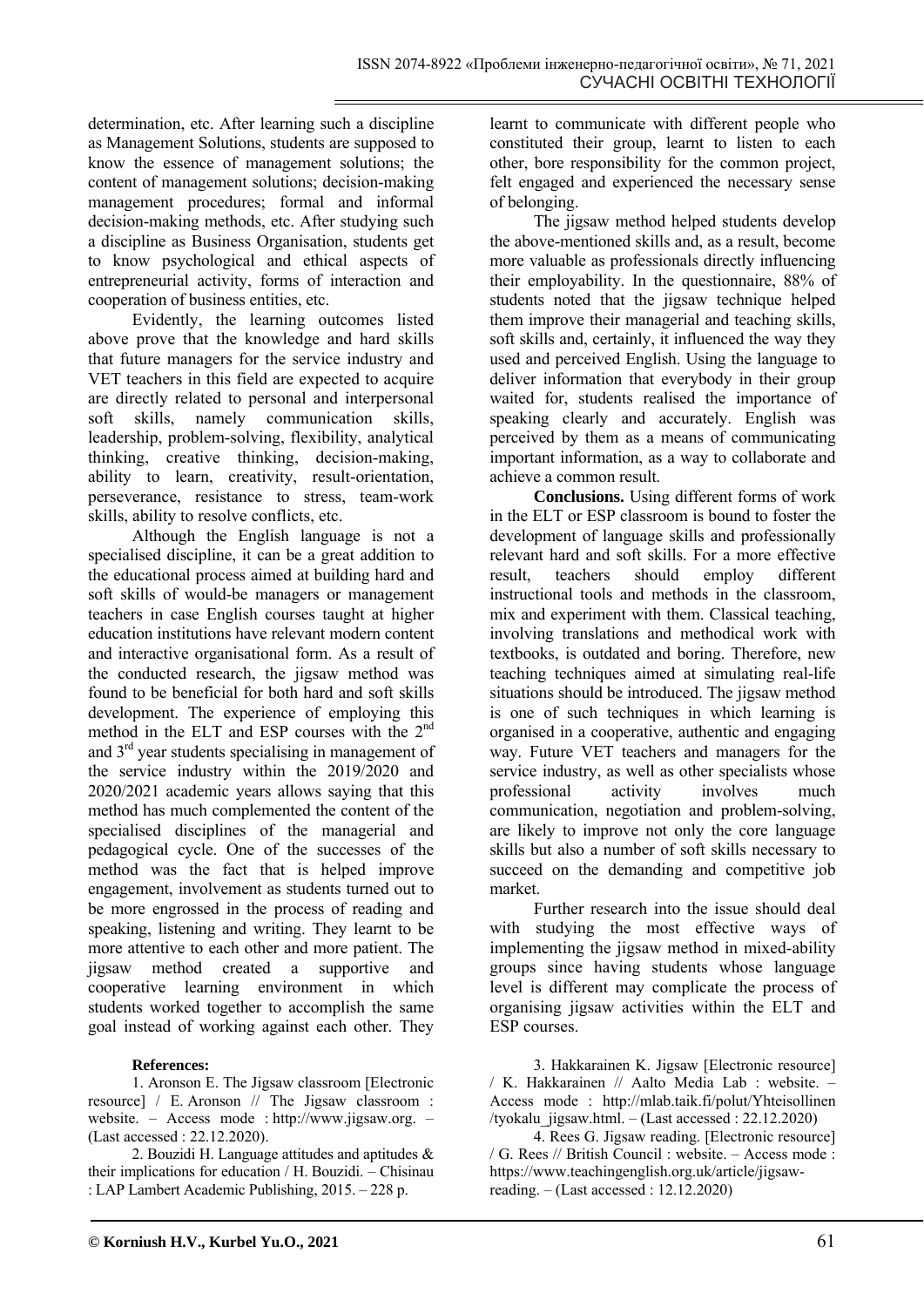determination, etc. After learning such a discipline as Management Solutions, students are supposed to know the essence of management solutions; the content of management solutions; decision-making management procedures; formal and informal decision-making methods, etc. After studying such a discipline as Business Organisation, students get to know psychological and ethical aspects of entrepreneurial activity, forms of interaction and cooperation of business entities, etc.

Evidently, the learning outcomes listed above prove that the knowledge and hard skills that future managers for the service industry and VET teachers in this field are expected to acquire are directly related to personal and interpersonal soft skills, namely communication skills, leadership, problem-solving, flexibility, analytical thinking, creative thinking, decision-making, ability to learn, creativity, result-orientation, perseverance, resistance to stress, team-work skills, ability to resolve conflicts, etc.

Although the English language is not a specialised discipline, it can be a great addition to the educational process aimed at building hard and soft skills of would-be managers or management teachers in case English courses taught at higher education institutions have relevant modern content and interactive organisational form. As a result of the conducted research, the jigsaw method was found to be beneficial for both hard and soft skills development. The experience of employing this method in the ELT and ESP courses with the 2nd and 3rd year students specialising in management of the service industry within the 2019/2020 and 2020/2021 academic years allows saying that this method has much complemented the content of the specialised disciplines of the managerial and pedagogical cycle. One of the successes of the method was the fact that is helped improve engagement, involvement as students turned out to be more engrossed in the process of reading and speaking, listening and writing. They learnt to be more attentive to each other and more patient. The jigsaw method created a supportive and cooperative learning environment in which students worked together to accomplish the same goal instead of working against each other. They learnt to communicate with different people who constituted their group, learnt to listen to each other, bore responsibility for the common project, felt engaged and experienced the necessary sense of belonging.

The jigsaw method helped students develop the above-mentioned skills and, as a result, become more valuable as professionals directly influencing their employability. In the questionnaire, 88% of students noted that the jigsaw technique helped them improve their managerial and teaching skills, soft skills and, certainly, it influenced the way they used and perceived English. Using the language to deliver information that everybody in their group waited for, students realised the importance of speaking clearly and accurately. English was perceived by them as a means of communicating important information, as a way to collaborate and achieve a common result.

**Conclusions.** Using different forms of work in the ELT or ESP classroom is bound to foster the development of language skills and professionally relevant hard and soft skills. For a more effective result, teachers should employ different instructional tools and methods in the classroom, mix and experiment with them. Classical teaching, involving translations and methodical work with textbooks, is outdated and boring. Therefore, new teaching techniques aimed at simulating real-life situations should be introduced. The jigsaw method is one of such techniques in which learning is organised in a cooperative, authentic and engaging way. Future VET teachers and managers for the service industry, as well as other specialists whose professional activity involves much communication, negotiation and problem-solving, are likely to improve not only the core language skills but also a number of soft skills necessary to succeed on the demanding and competitive job market.

Further research into the issue should deal with studying the most effective ways of implementing the jigsaw method in mixed-ability groups since having students whose language level is different may complicate the process of organising jigsaw activities within the ELT and ESP courses.

**References:**

1. Aronson E. The Jigsaw classroom [Electronic resource] / E. Aronson // The Jigsaw classroom : website. – Access mode : http://www.jigsaw.org. – (Last accessed : 22.12.2020).

2. Bouzidi H. Language attitudes and aptitudes & their implications for education / H. Bouzidi. – Chisinau : LAP Lambert Academic Publishing, 2015. – 228 p.

3. Hakkarainen K. Jigsaw [Electronic resource] / K. Hakkarainen // Aalto Media Lab : website. – Access mode : http://mlab.taik.fi/polut/Yhteisollinen /tyokalu_jigsaw.html. – (Last accessed : 22.12.2020)

4. Rees G. Jigsaw reading. [Electronic resource] / G. Rees // British Council : website. – Access mode : https://www.teachingenglish.org.uk/article/jigsaw-reading. – (Last accessed : 12.12.2020)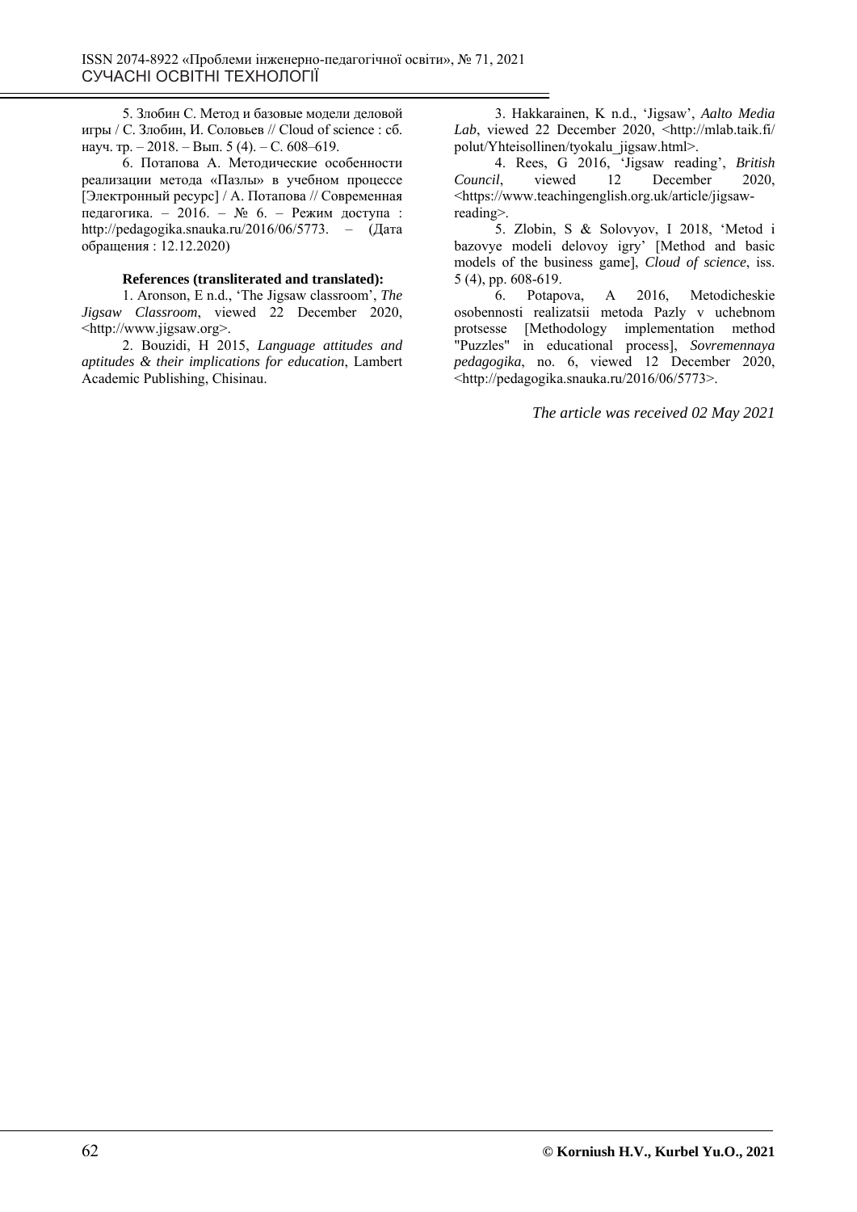5. Злобин С. Метод и базовые модели деловой игры / С. Злобин, И. Соловьев // Cloud of science : сб. науч. тр. – 2018. – Вып. 5 (4). – С. 608–619.

6. Потапова А. Методические особенности реализации метода «Пазлы» в учебном процессе [Электронный ресурс] / А. Потапова // Современная педагогика. – 2016. – № 6. – Режим доступа : http://pedagogika.snauka.ru/2016/06/5773. – (Дата обращения : 12.12.2020)

**References (transliterated and translated):**

1. Aronson, E n.d., 'The Jigsaw classroom', *The Jigsaw Classroom*, viewed 22 December 2020, <http://www.jigsaw.org>.

2. Bouzidi, H 2015, *Language attitudes and aptitudes & their implications for education*, Lambert Academic Publishing, Chisinau.

3. Hakkarainen, K n.d., 'Jigsaw', *Aalto Media Lab*, viewed 22 December 2020, <http://mlab.taik.fi/polut/Yhteisollinen/tyokalu_jigsaw.html>.

4. Rees, G 2016, 'Jigsaw reading', *British Council*, viewed 12 December 2020, <https://www.teachingenglish.org.uk/article/jigsaw-reading>.

5. Zlobin, S & Solovyov, I 2018, 'Metod i bazovye modeli delovoy igry' [Method and basic models of the business game], *Cloud of science*, iss. 5 (4), pp. 608-619.

6. Potapova, A 2016, Metodicheskie osobennosti realizatsii metoda Pazly v uchebnom protsesse [Methodology implementation method "Puzzles" in educational process], *Sovremennaya pedagogika*, no. 6, viewed 12 December 2020, <http://pedagogika.snauka.ru/2016/06/5773>.

*The article was received 02 May 2021*

**© Korniush H.V., Kurbel Yu.O., 2021**